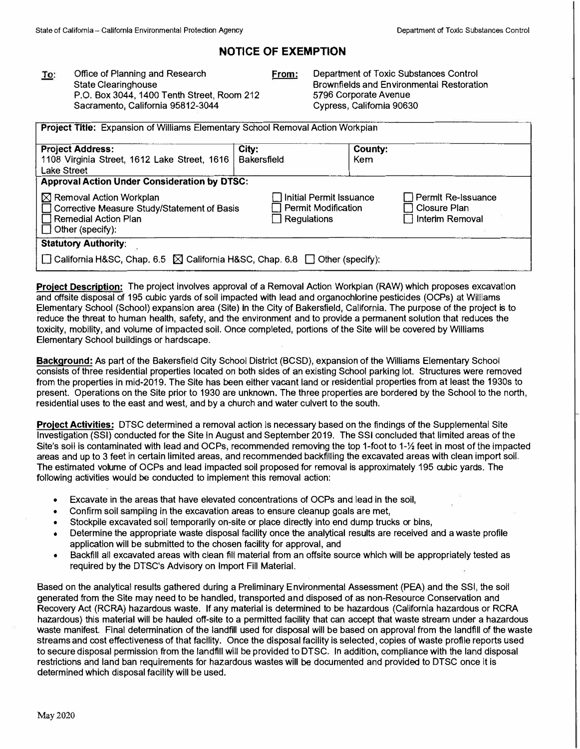State of California – California Environmental Protection Agency | Department of Toxic Substances Control

# NOTICE OF EXEMPTION

**To:** Office of Planning and Research
State Clearinghouse
P.O. Box 3044, 1400 Tenth Street, Room 212
Sacramento, California 95812-3044

**From:** Department of Toxic Substances Control
Brownfields and Environmental Restoration
5796 Corporate Avenue
Cypress, California 90630

| **Project Title:** Expansion of Williams Elementary School Removal Action Workplan | | |
|---|---|---|
| **Project Address:** 1108 Virginia Street, 1612 Lake Street, 1616 Lake Street | **City:** Bakersfield | **County:** Kern |
| **Approval Action Under Consideration by DTSC:** | | |
| ☒ Removal Action Workplan<br>☐ Corrective Measure Study/Statement of Basis<br>☐ Remedial Action Plan<br>☐ Other (specify): | ☐ Initial Permit Issuance<br>☐ Permit Modification<br>☐ Regulations | ☐ Permit Re-issuance<br>☐ Closure Plan<br>☐ Interim Removal |
| **Statutory Authority:** | | |
| ☐ California H&SC, Chap. 6.5 ☒ California H&SC, Chap. 6.8 ☐ Other (specify): | | |

**Project Description:** The project involves approval of a Removal Action Workplan (RAW) which proposes excavation and offsite disposal of 195 cubic yards of soil impacted with lead and organochlorine pesticides (OCPs) at Williams Elementary School (School) expansion area (Site) in the City of Bakersfield, California. The purpose of the project is to reduce the threat to human health, safety, and the environment and to provide a permanent solution that reduces the toxicity, mobility, and volume of impacted soil. Once completed, portions of the Site will be covered by Williams Elementary School buildings or hardscape.

**Background:** As part of the Bakersfield City School District (BCSD), expansion of the Williams Elementary School consists of three residential properties located on both sides of an existing School parking lot. Structures were removed from the properties in mid-2019. The Site has been either vacant land or residential properties from at least the 1930s to present. Operations on the Site prior to 1930 are unknown. The three properties are bordered by the School to the north, residential uses to the east and west, and by a church and water culvert to the south.

**Project Activities:** DTSC determined a removal action is necessary based on the findings of the Supplemental Site Investigation (SSI) conducted for the Site in August and September 2019. The SSI concluded that limited areas of the Site's soil is contaminated with lead and OCPs, recommended removing the top 1-foot to 1-½ feet in most of the impacted areas and up to 3 feet in certain limited areas, and recommended backfilling the excavated areas with clean import soil. The estimated volume of OCPs and lead impacted soil proposed for removal is approximately 195 cubic yards. The following activities would be conducted to implement this removal action:

- Excavate in the areas that have elevated concentrations of OCPs and lead in the soil,
- Confirm soil sampling in the excavation areas to ensure cleanup goals are met,
- Stockpile excavated soil temporarily on-site or place directly into end dump trucks or bins,
- Determine the appropriate waste disposal facility once the analytical results are received and a waste profile application will be submitted to the chosen facility for approval, and
- Backfill all excavated areas with clean fill material from an offsite source which will be appropriately tested as required by the DTSC's Advisory on Import Fill Material.

Based on the analytical results gathered during a Preliminary Environmental Assessment (PEA) and the SSI, the soil generated from the Site may need to be handled, transported and disposed of as non-Resource Conservation and Recovery Act (RCRA) hazardous waste. If any material is determined to be hazardous (California hazardous or RCRA hazardous) this material will be hauled off-site to a permitted facility that can accept that waste stream under a hazardous waste manifest. Final determination of the landfill used for disposal will be based on approval from the landfill of the waste streams and cost effectiveness of that facility. Once the disposal facility is selected, copies of waste profile reports used to secure disposal permission from the landfill will be provided to DTSC. In addition, compliance with the land disposal restrictions and land ban requirements for hazardous wastes will be documented and provided to DTSC once it is determined which disposal facility will be used.

May 2020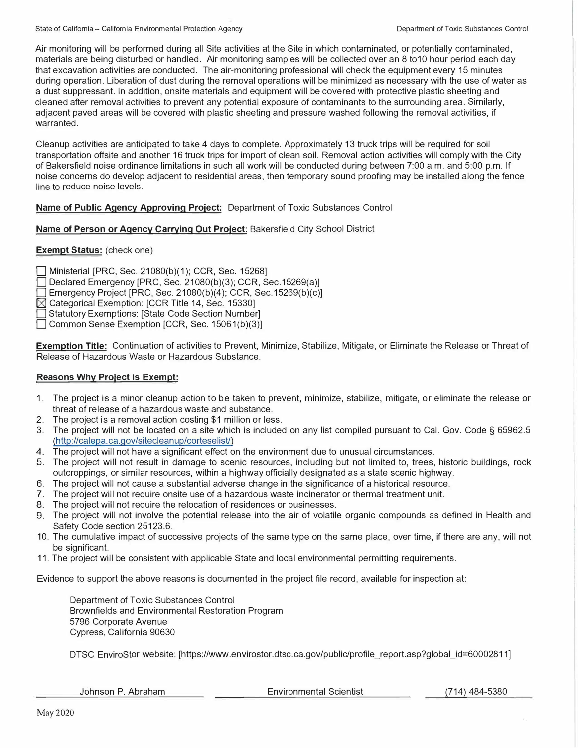Air monitoring will be performed during all Site activities at the Site in which contaminated, or potentially contaminated, materials are being disturbed or handled. Air monitoring samples will be collected over an 8 to10 hour period each day that excavation activities are conducted. The air-monitoring professional will check the equipment every 15 minutes during operation. Liberation of dust during the removal operations will be minimized as necessary with the use of water as a dust suppressant. In addition, onsite materials and equipment will be covered with protective plastic sheeting and cleaned after removal activities to prevent any potential exposure of contaminants to the surrounding area. Similarly, adjacent paved areas will be covered with plastic sheeting and pressure washed following the removal activities, if warranted.

Cleanup activities are anticipated to take 4 days to complete. Approximately 13 truck trips will be required for soil transportation offsite and another 16 truck trips for import of clean soil. Removal action activities will comply with the City of Bakersfield noise ordinance limitations in such all work will be conducted during between 7:00 a.m. and 5:00 p.m. If noise concerns do develop adjacent to residential areas, then temporary sound proofing may be installed along the fence line to reduce noise levels.

**Name of Public Agency Approving Project:** Department of Toxic Substances Control

**Name of Person or Agency Carrying Out Project**: Bakersfield City School District

**Exempt Status:** (check one)

- ☐ Ministerial [PRC, Sec. 21080(b)(1); CCR, Sec. 15268]
- ☐ Declared Emergency [PRC, Sec. 21080(b)(3); CCR, Sec.15269(a)]
- ☐ Emergency Project [PRC, Sec. 21080(b)(4); CCR, Sec.15269(b)(c)]
- ☒ Categorical Exemption: [CCR Title 14, Sec. 15330]
- ☐ Statutory Exemptions: [State Code Section Number]
- ☐ Common Sense Exemption [CCR, Sec. 15061(b)(3)]

**Exemption Title:** Continuation of activities to Prevent, Minimize, Stabilize, Mitigate, or Eliminate the Release or Threat of Release of Hazardous Waste or Hazardous Substance.

**Reasons Why Project is Exempt:**

1. The project is a minor cleanup action to be taken to prevent, minimize, stabilize, mitigate, or eliminate the release or threat of release of a hazardous waste and substance.
2. The project is a removal action costing $1 million or less.
3. The project will not be located on a site which is included on any list compiled pursuant to Cal. Gov. Code § 65962.5 (http://calepa.ca.gov/sitecleanup/corteselist/)
4. The project will not have a significant effect on the environment due to unusual circumstances.
5. The project will not result in damage to scenic resources, including but not limited to, trees, historic buildings, rock outcroppings, or similar resources, within a highway officially designated as a state scenic highway.
6. The project will not cause a substantial adverse change in the significance of a historical resource.
7. The project will not require onsite use of a hazardous waste incinerator or thermal treatment unit.
8. The project will not require the relocation of residences or businesses.
9. The project will not involve the potential release into the air of volatile organic compounds as defined in Health and Safety Code section 25123.6.
10. The cumulative impact of successive projects of the same type on the same place, over time, if there are any, will not be significant.
11. The project will be consistent with applicable State and local environmental permitting requirements.

Evidence to support the above reasons is documented in the project file record, available for inspection at:

Department of Toxic Substances Control
Brownfields and Environmental Restoration Program
5796 Corporate Avenue
Cypress, California 90630

DTSC EnviroStor website: [https://www.envirostor.dtsc.ca.gov/public/profile_report.asp?global_id=60002811]

| Johnson P. Abraham | Environmental Scientist | (714) 484-5380 |
|---|---|---|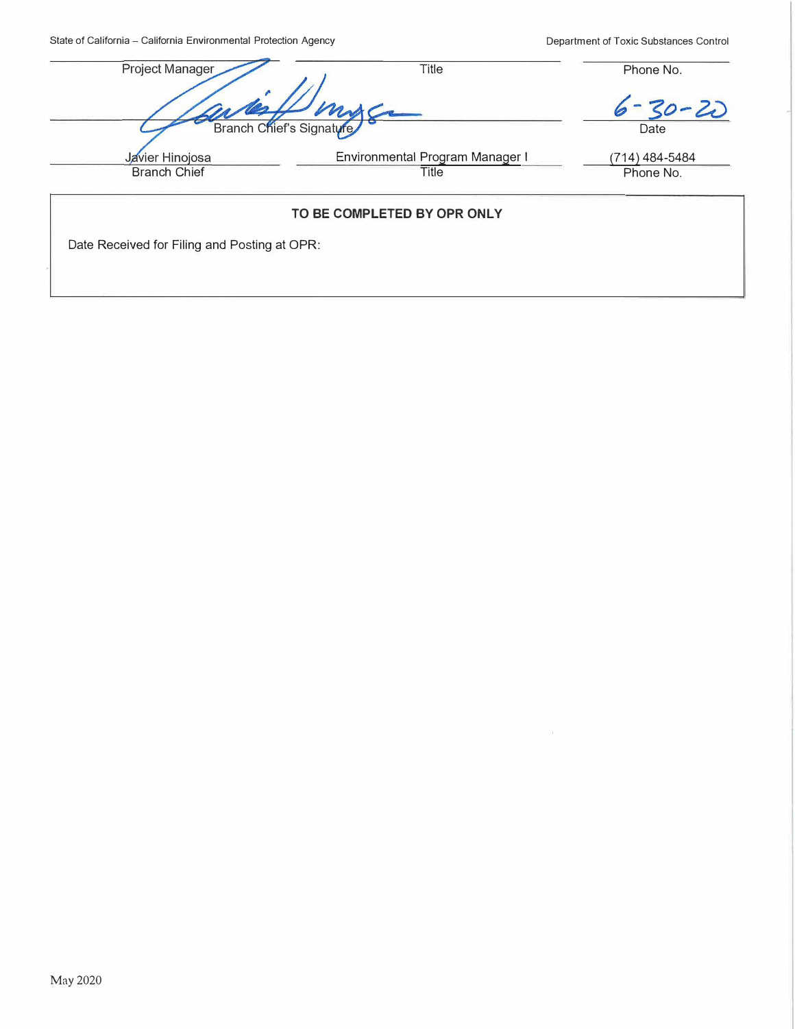| | | |
|---|---|---|
| Project Manager | Title | Phone No. |
| Branch Chief's Signature | | 6-30-20<br>Date |
| Javier Hinojosa<br>Branch Chief | Environmental Program Manager I<br>Title | (714) 484-5484<br>Phone No. |

**TO BE COMPLETED BY OPR ONLY**

Date Received for Filing and Posting at OPR:

May 2020